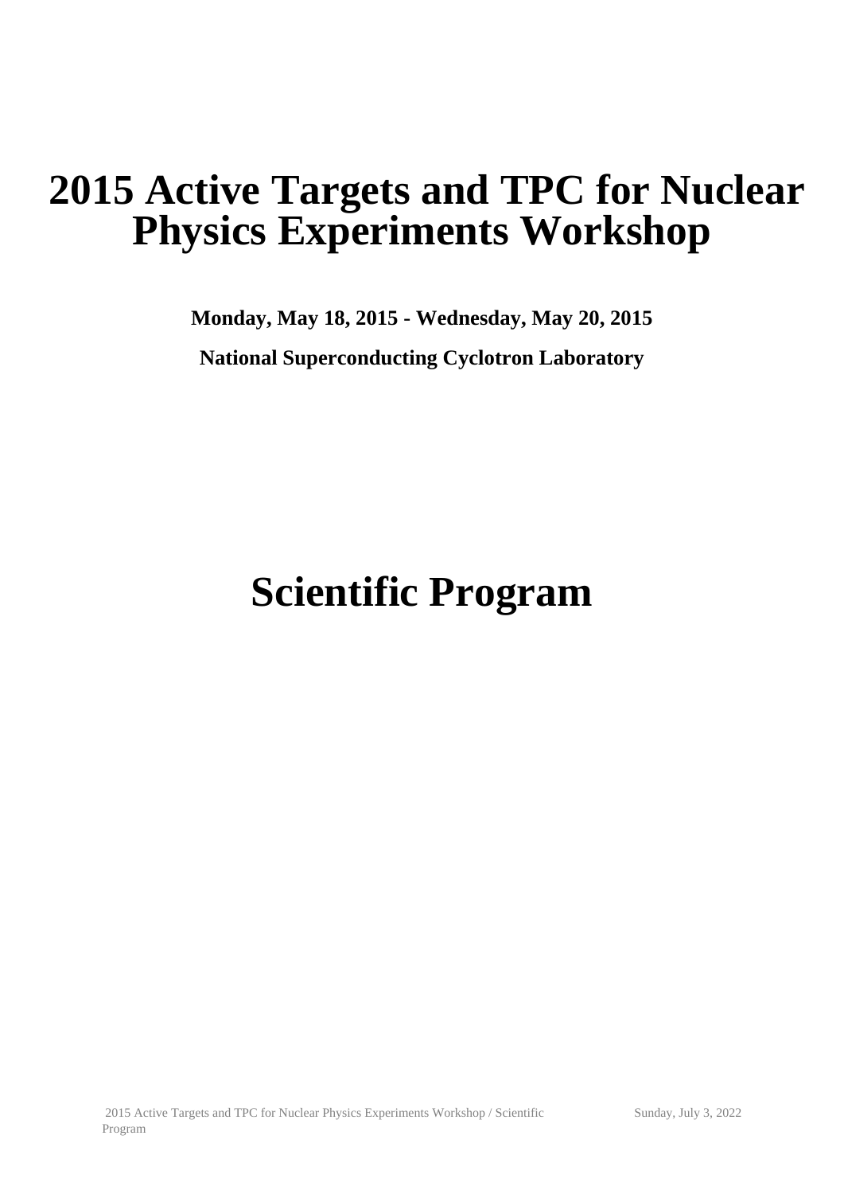# 2015 Active Targets and TPC for Nuclear Physics Experiments Workshop

**Monday, May 18, 2015 - Wednesday, May 20, 2015**

**National Superconducting Cyclotron Laboratory**

# Scientific Program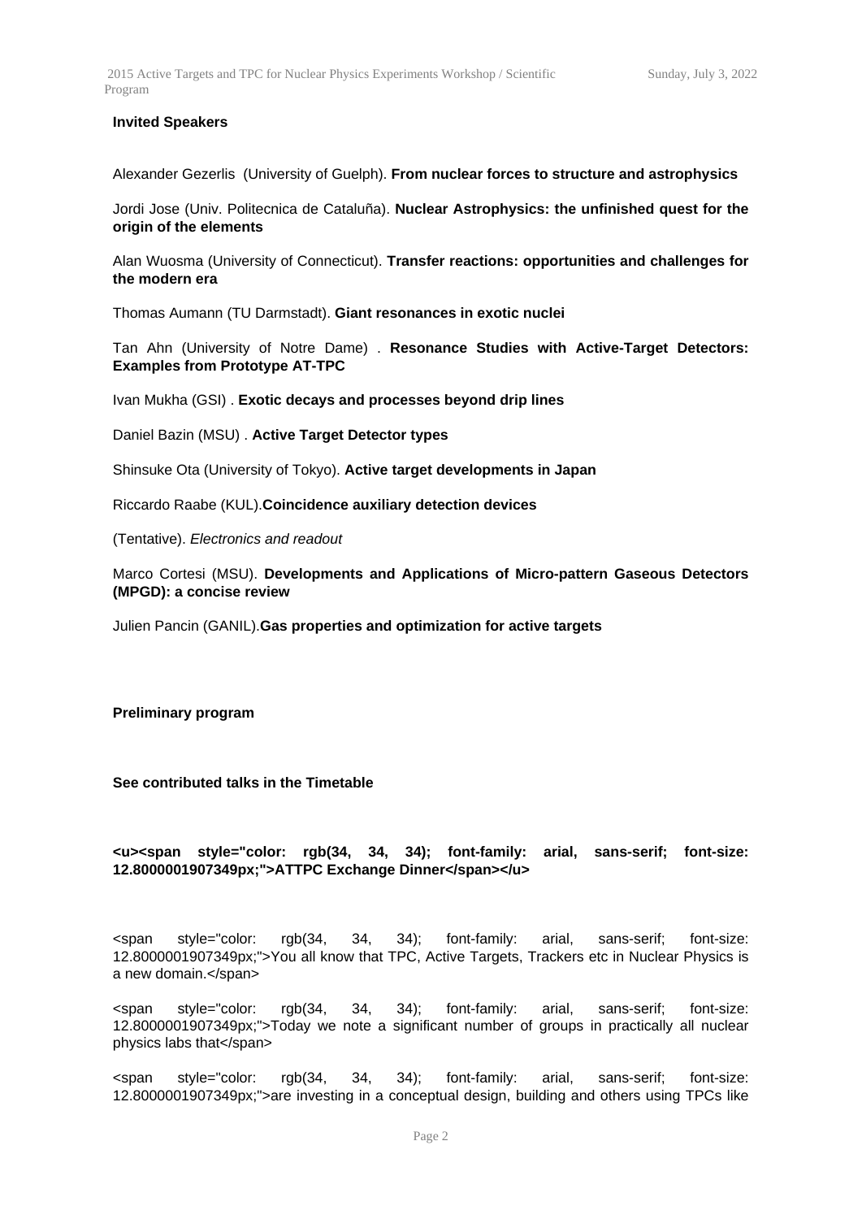**Invited Speakers**

Alexander Gezerlis (University of Guelph). **From nuclear forces to structure and astrophysics**

Jordi Jose (Univ. Politecnica de Cataluña). **Nuclear Astrophysics: the unfinished quest for the origin of the elements**

Alan Wuosma (University of Connecticut). **Transfer reactions: opportunities and challenges for the modern era**

Thomas Aumann (TU Darmstadt). **Giant resonances in exotic nuclei**

Tan Ahn (University of Notre Dame) . **Resonance Studies with Active-Target Detectors: Examples from Prototype AT-TPC**

Ivan Mukha (GSI) . **Exotic decays and processes beyond drip lines**

Daniel Bazin (MSU) . **Active Target Detector types**

Shinsuke Ota (University of Tokyo). **Active target developments in Japan**

Riccardo Raabe (KUL).**Coincidence auxiliary detection devices**

(Tentative). *Electronics and readout*

Marco Cortesi (MSU). **Developments and Applications of Micro-pattern Gaseous Detectors (MPGD): a concise review**

Julien Pancin (GANIL).**Gas properties and optimization for active targets**

**Preliminary program**

**See contributed talks in the Timetable**

**<u><span style="color: rgb(34, 34, 34); font-family: arial, sans-serif; font-size: 12.8000001907349px;">ATTPC Exchange Dinner</span></u>**

<span style="color: rgb(34, 34, 34); font-family: arial, sans-serif; font-size: 12.8000001907349px;">You all know that TPC, Active Targets, Trackers etc in Nuclear Physics is a new domain.</span>

<span style="color: rgb(34, 34, 34); font-family: arial, sans-serif; font-size: 12.8000001907349px;">Today we note a significant number of groups in practically all nuclear physics labs that</span>

<span style="color: rgb(34, 34, 34); font-family: arial, sans-serif; font-size: 12.8000001907349px;">are investing in a conceptual design, building and others using TPCs like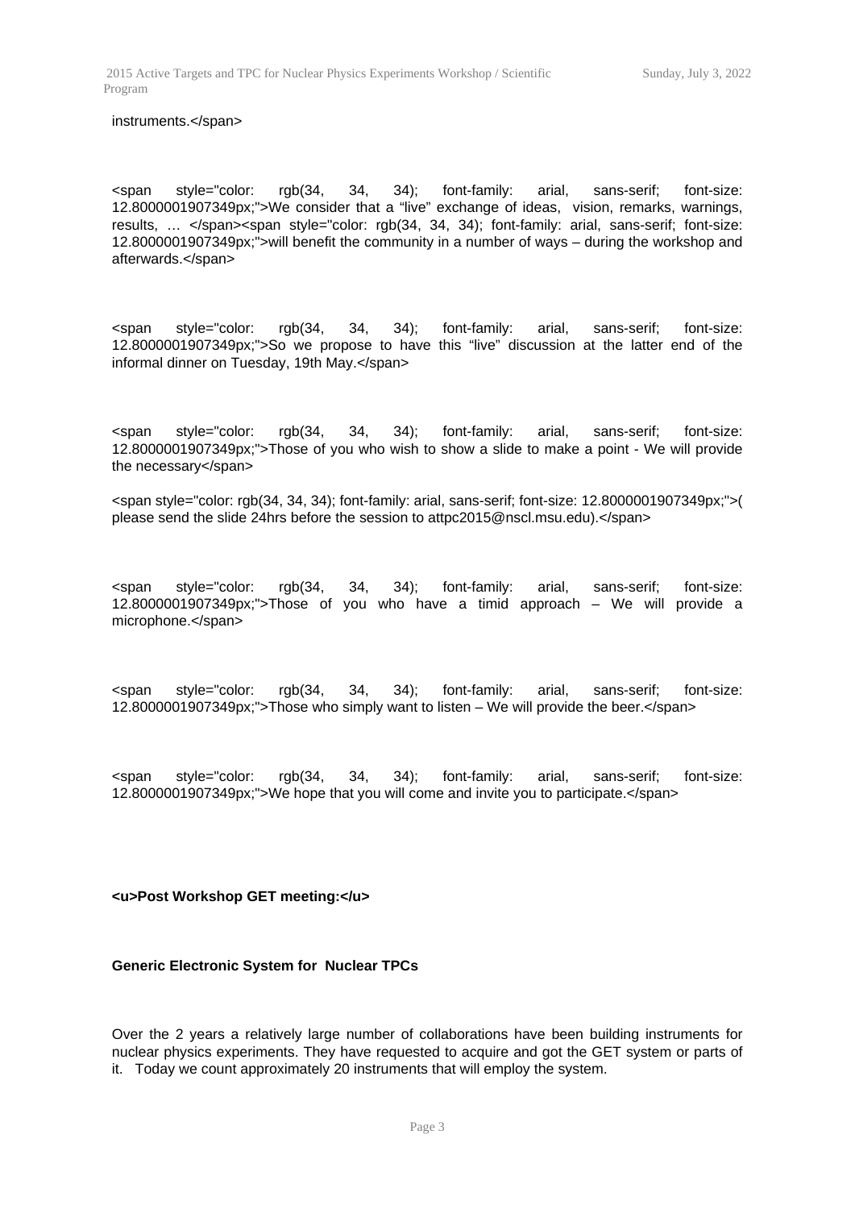instruments.</span>

<span style="color: rgb(34, 34, 34); font-family: arial, sans-serif; font-size: 12.8000001907349px;">We consider that a “live” exchange of ideas, vision, remarks, warnings, results, … </span><span style="color: rgb(34, 34, 34); font-family: arial, sans-serif; font-size: 12.8000001907349px;">will benefit the community in a number of ways – during the workshop and afterwards.</span>

<span style="color: rgb(34, 34, 34); font-family: arial, sans-serif; font-size: 12.8000001907349px;">So we propose to have this “live” discussion at the latter end of the informal dinner on Tuesday, 19th May.</span>

<span style="color: rgb(34, 34, 34); font-family: arial, sans-serif; font-size: 12.8000001907349px;">Those of you who wish to show a slide to make a point - We will provide the necessary</span>

<span style="color: rgb(34, 34, 34); font-family: arial, sans-serif; font-size: 12.8000001907349px;">( please send the slide 24hrs before the session to attpc2015@nscl.msu.edu).</span>

<span style="color: rgb(34, 34, 34); font-family: arial, sans-serif; font-size: 12.8000001907349px;">Those of you who have a timid approach – We will provide a microphone.</span>

<span style="color: rgb(34, 34, 34); font-family: arial, sans-serif; font-size: 12.8000001907349px;">Those who simply want to listen – We will provide the beer.</span>

<span style="color: rgb(34, 34, 34); font-family: arial, sans-serif; font-size: 12.8000001907349px;">We hope that you will come and invite you to participate.</span>

**<u>Post Workshop GET meeting:</u>**

**Generic Electronic System for Nuclear TPCs**

Over the 2 years a relatively large number of collaborations have been building instruments for nuclear physics experiments. They have requested to acquire and got the GET system or parts of it. Today we count approximately 20 instruments that will employ the system.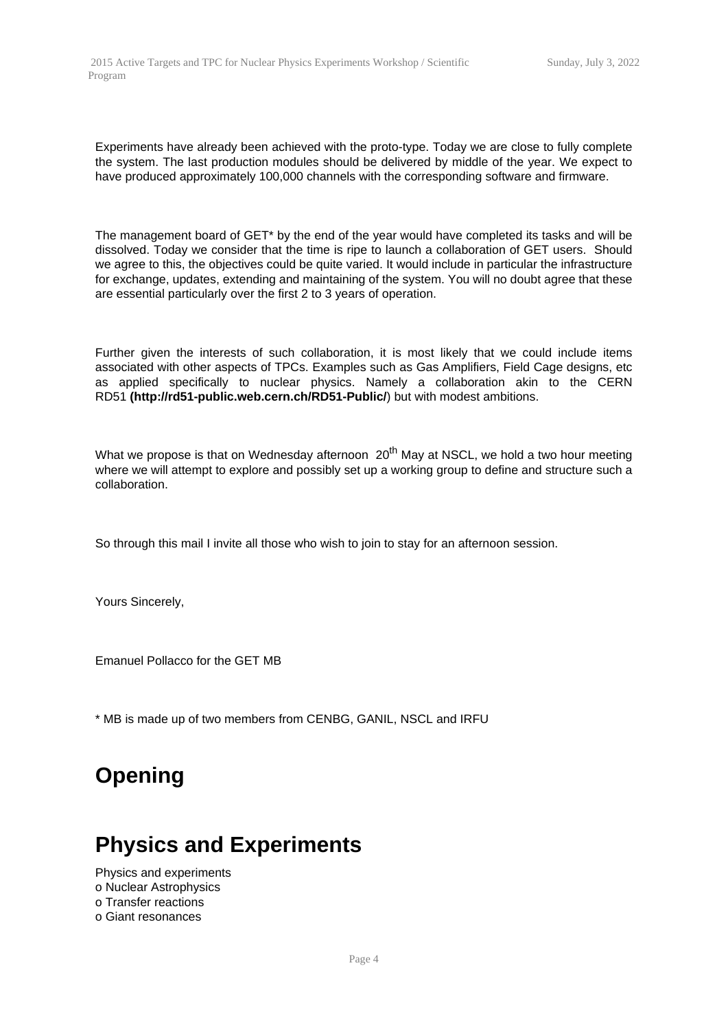Experiments have already been achieved with the proto-type. Today we are close to fully complete the system. The last production modules should be delivered by middle of the year. We expect to have produced approximately 100,000 channels with the corresponding software and firmware.

The management board of GET* by the end of the year would have completed its tasks and will be dissolved. Today we consider that the time is ripe to launch a collaboration of GET users. Should we agree to this, the objectives could be quite varied. It would include in particular the infrastructure for exchange, updates, extending and maintaining of the system. You will no doubt agree that these are essential particularly over the first 2 to 3 years of operation.

Further given the interests of such collaboration, it is most likely that we could include items associated with other aspects of TPCs. Examples such as Gas Amplifiers, Field Cage designs, etc as applied specifically to nuclear physics. Namely a collaboration akin to the CERN RD51 **(http://rd51-public.web.cern.ch/RD51-Public/**) but with modest ambitions.

What we propose is that on Wednesday afternoon 20th May at NSCL, we hold a two hour meeting where we will attempt to explore and possibly set up a working group to define and structure such a collaboration.

So through this mail I invite all those who wish to join to stay for an afternoon session.

Yours Sincerely,

Emanuel Pollacco for the GET MB

* MB is made up of two members from CENBG, GANIL, NSCL and IRFU

# Opening

# Physics and Experiments

Physics and experiments
o Nuclear Astrophysics
o Transfer reactions
o Giant resonances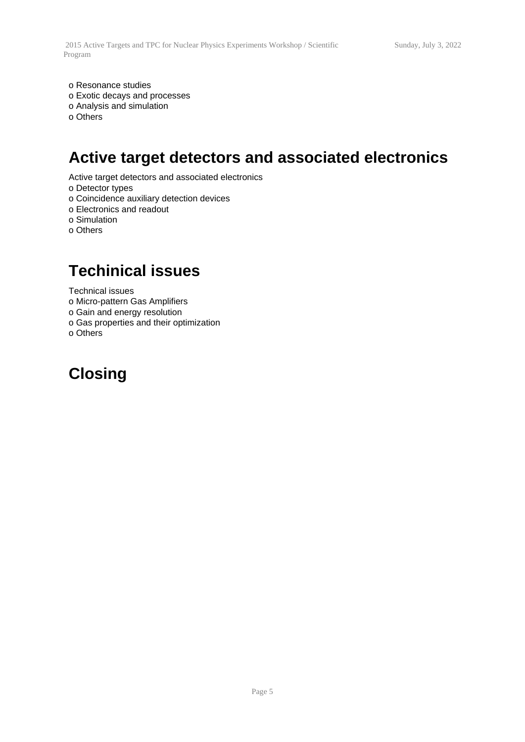o Resonance studies
o Exotic decays and processes
o Analysis and simulation
o Others

## Active target detectors and associated electronics

Active target detectors and associated electronics
o Detector types
o Coincidence auxiliary detection devices
o Electronics and readout
o Simulation
o Others

## Techinical issues

Technical issues
o Micro-pattern Gas Amplifiers
o Gain and energy resolution
o Gas properties and their optimization
o Others

## Closing